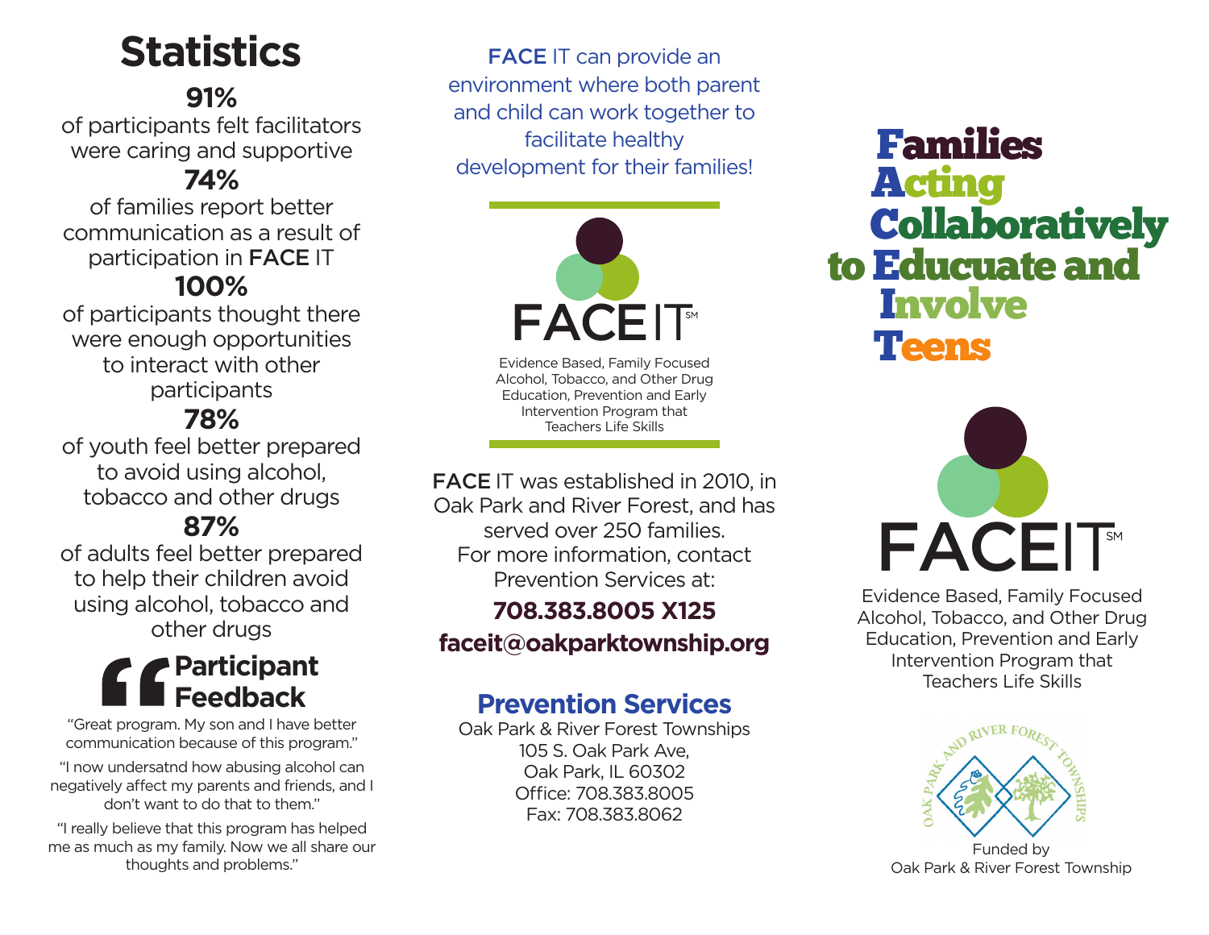# Statistics

**91%**
of participants felt facilitators were caring and supportive

**74%**
of families report better communication as a result of participation in **FACE** IT

**100%**
of participants thought there were enough opportunities to interact with other participants

**78%**
of youth feel better prepared to avoid using alcohol, tobacco and other drugs

**87%**
of adults feel better prepared to help their children avoid using alcohol, tobacco and other drugs

## Participant Feedback

"Great program. My son and I have better communication because of this program."

"I now undersatnd how abusing alcohol can negatively affect my parents and friends, and I don't want to do that to them."

"I really believe that this program has helped me as much as my family. Now we all share our thoughts and problems."

**FACE** IT can provide an environment where both parent and child can work together to facilitate healthy development for their families!

FACE IT[SM]

Evidence Based, Family Focused Alcohol, Tobacco, and Other Drug Education, Prevention and Early Intervention Program that Teachers Life Skills

**FACE** IT was established in 2010, in Oak Park and River Forest, and has served over 250 families. For more information, contact Prevention Services at:

**708.383.8005 X125**

**faceit@oakparktownship.org**

## Prevention Services

Oak Park & River Forest Townships
105 S. Oak Park Ave,
Oak Park, IL 60302
Office: 708.383.8005
Fax: 708.383.8062

# Families Acting Collaboratively to Educuate and Involve Teens

FACE IT[SM]

Evidence Based, Family Focused Alcohol, Tobacco, and Other Drug Education, Prevention and Early Intervention Program that Teachers Life Skills

OAK PARK AND RIVER FOREST TOWNSHIPS

Funded by
Oak Park & River Forest Township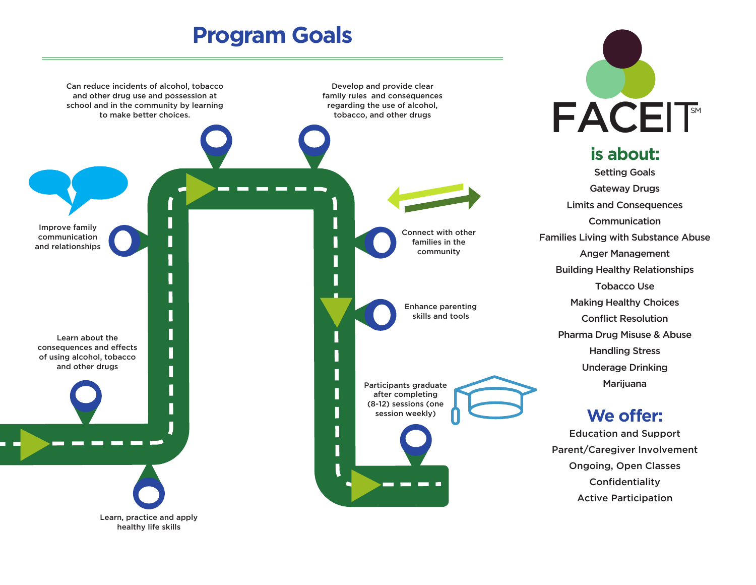# Program Goals

Learn about the consequences and effects of using alcohol, tobacco and other drugs

Learn, practice and apply healthy life skills

Improve family communication and relationships

Can reduce incidents of alcohol, tobacco and other drug use and possession at school and in the community by learning to make better choices.

Develop and provide clear family rules and consequences regarding the use of alcohol, tobacco, and other drugs

Connect with other families in the community

Enhance parenting skills and tools

Participants graduate after completing (8-12) sessions (one session weekly)

## FACEIT[SM]

## is about:

Setting Goals
Gateway Drugs
Limits and Consequences
Communication
Families Living with Substance Abuse
Anger Management
Building Healthy Relationships
Tobacco Use
Making Healthy Choices
Conflict Resolution
Pharma Drug Misuse & Abuse
Handling Stress
Underage Drinking
Marijuana

## We offer:

Education and Support
Parent/Caregiver Involvement
Ongoing, Open Classes
Confidentiality
Active Participation